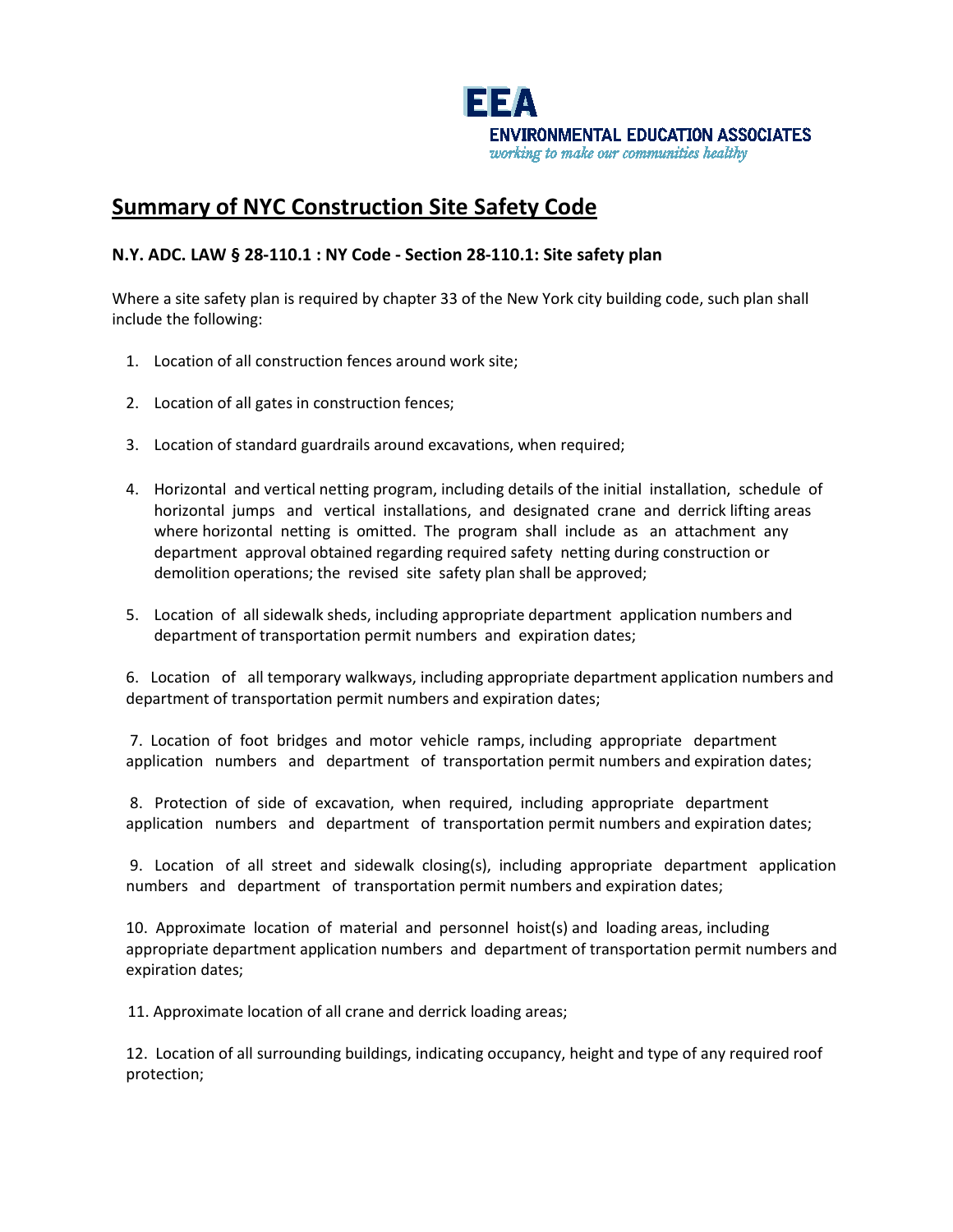EEA
ENVIRONMENTAL EDUCATION ASSOCIATES
*working to make our communities healthy*

# Summary of NYC Construction Site Safety Code

**N.Y. ADC. LAW § 28-110.1 : NY Code - Section 28-110.1: Site safety plan**

Where a site safety plan is required by chapter 33 of the New York city building code, such plan shall include the following:

1. Location of all construction fences around work site;
2. Location of all gates in construction fences;
3. Location of standard guardrails around excavations, when required;
4. Horizontal and vertical netting program, including details of the initial installation, schedule of horizontal jumps and vertical installations, and designated crane and derrick lifting areas where horizontal netting is omitted. The program shall include as an attachment any department approval obtained regarding required safety netting during construction or demolition operations; the revised site safety plan shall be approved;
5. Location of all sidewalk sheds, including appropriate department application numbers and department of transportation permit numbers and expiration dates;
6. Location of all temporary walkways, including appropriate department application numbers and department of transportation permit numbers and expiration dates;
7. Location of foot bridges and motor vehicle ramps, including appropriate department application numbers and department of transportation permit numbers and expiration dates;
8. Protection of side of excavation, when required, including appropriate department application numbers and department of transportation permit numbers and expiration dates;
9. Location of all street and sidewalk closing(s), including appropriate department application numbers and department of transportation permit numbers and expiration dates;
10. Approximate location of material and personnel hoist(s) and loading areas, including appropriate department application numbers and department of transportation permit numbers and expiration dates;
11. Approximate location of all crane and derrick loading areas;
12. Location of all surrounding buildings, indicating occupancy, height and type of any required roof protection;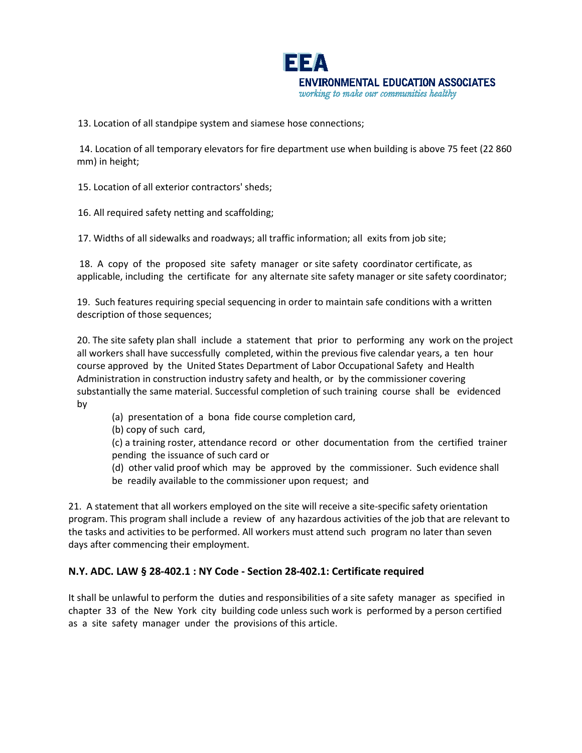13. Location of all standpipe system and siamese hose connections;

14. Location of all temporary elevators for fire department use when building is above 75 feet (22 860 mm) in height;

15. Location of all exterior contractors' sheds;

16. All required safety netting and scaffolding;

17. Widths of all sidewalks and roadways; all traffic information; all exits from job site;

18. A copy of the proposed site safety manager or site safety coordinator certificate, as applicable, including the certificate for any alternate site safety manager or site safety coordinator;

19. Such features requiring special sequencing in order to maintain safe conditions with a written description of those sequences;

20. The site safety plan shall include a statement that prior to performing any work on the project all workers shall have successfully completed, within the previous five calendar years, a ten hour course approved by the United States Department of Labor Occupational Safety and Health Administration in construction industry safety and health, or by the commissioner covering substantially the same material. Successful completion of such training course shall be evidenced by

   (a) presentation of a bona fide course completion card,

   (b) copy of such card,

   (c) a training roster, attendance record or other documentation from the certified trainer pending the issuance of such card or

   (d) other valid proof which may be approved by the commissioner. Such evidence shall be readily available to the commissioner upon request; and

21. A statement that all workers employed on the site will receive a site-specific safety orientation program. This program shall include a review of any hazardous activities of the job that are relevant to the tasks and activities to be performed. All workers must attend such program no later than seven days after commencing their employment.

### N.Y. ADC. LAW § 28-402.1 : NY Code - Section 28-402.1: Certificate required

It shall be unlawful to perform the duties and responsibilities of a site safety manager as specified in chapter 33 of the New York city building code unless such work is performed by a person certified as a site safety manager under the provisions of this article.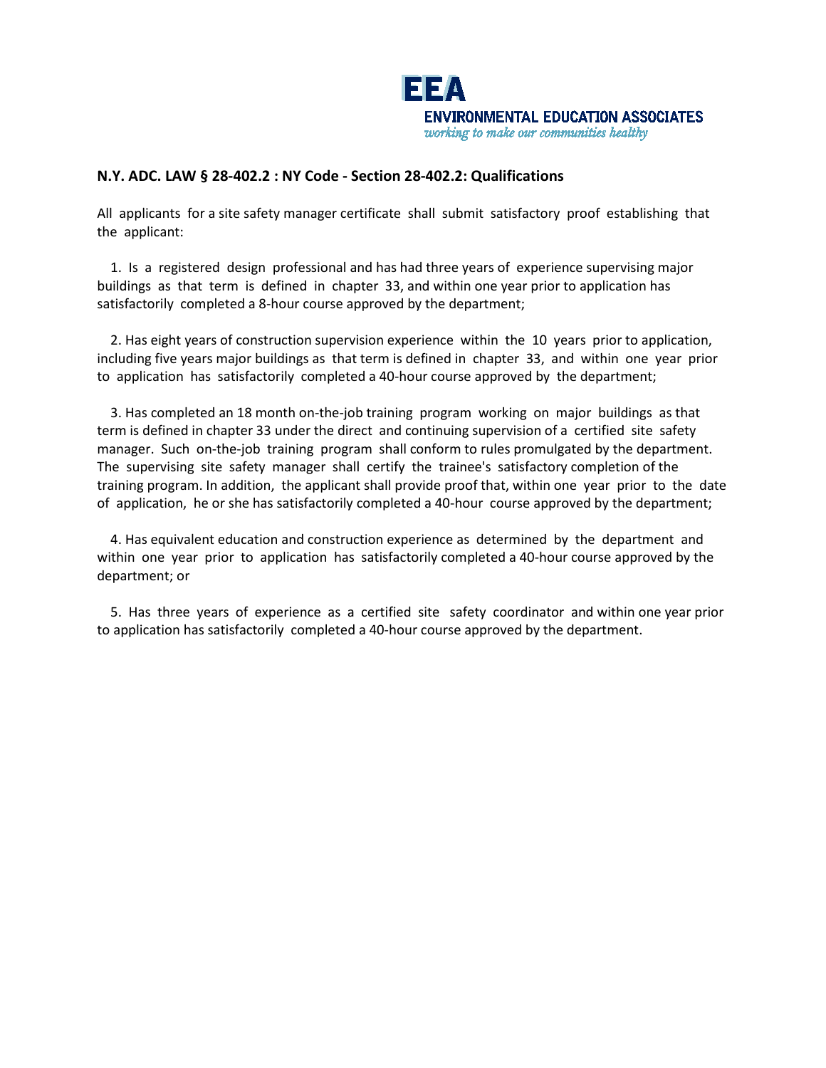## N.Y. ADC. LAW § 28-402.2 : NY Code - Section 28-402.2: Qualifications

All applicants for a site safety manager certificate shall submit satisfactory proof establishing that the applicant:

1. Is a registered design professional and has had three years of experience supervising major buildings as that term is defined in chapter 33, and within one year prior to application has satisfactorily completed a 8-hour course approved by the department;

2. Has eight years of construction supervision experience within the 10 years prior to application, including five years major buildings as that term is defined in chapter 33, and within one year prior to application has satisfactorily completed a 40-hour course approved by the department;

3. Has completed an 18 month on-the-job training program working on major buildings as that term is defined in chapter 33 under the direct and continuing supervision of a certified site safety manager. Such on-the-job training program shall conform to rules promulgated by the department. The supervising site safety manager shall certify the trainee's satisfactory completion of the training program. In addition, the applicant shall provide proof that, within one year prior to the date of application, he or she has satisfactorily completed a 40-hour course approved by the department;

4. Has equivalent education and construction experience as determined by the department and within one year prior to application has satisfactorily completed a 40-hour course approved by the department; or

5. Has three years of experience as a certified site safety coordinator and within one year prior to application has satisfactorily completed a 40-hour course approved by the department.